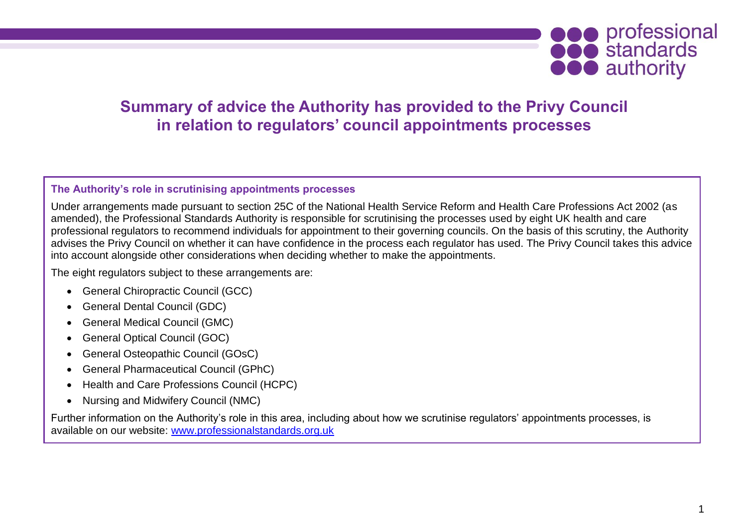# Summary of advice the Authority has provided to the Privy Council in relation to regulators' council appointments processes

### The Authority's role in scrutinising appointments processes

Under arrangements made pursuant to section 25C of the National Health Service Reform and Health Care Professions Act 2002 (as amended), the Professional Standards Authority is responsible for scrutinising the processes used by eight UK health and care professional regulators to recommend individuals for appointment to their governing councils. On the basis of this scrutiny, the Authority advises the Privy Council on whether it can have confidence in the process each regulator has used. The Privy Council takes this advice into account alongside other considerations when deciding whether to make the appointments.

The eight regulators subject to these arrangements are:

- General Chiropractic Council (GCC)
- General Dental Council (GDC)
- General Medical Council (GMC)
- General Optical Council (GOC)
- General Osteopathic Council (GOsC)
- General Pharmaceutical Council (GPhC)
- Health and Care Professions Council (HCPC)
- Nursing and Midwifery Council (NMC)

Further information on the Authority's role in this area, including about how we scrutinise regulators' appointments processes, is available on our website: [www.professionalstandards.org.uk](http://www.professionalstandards.org.uk)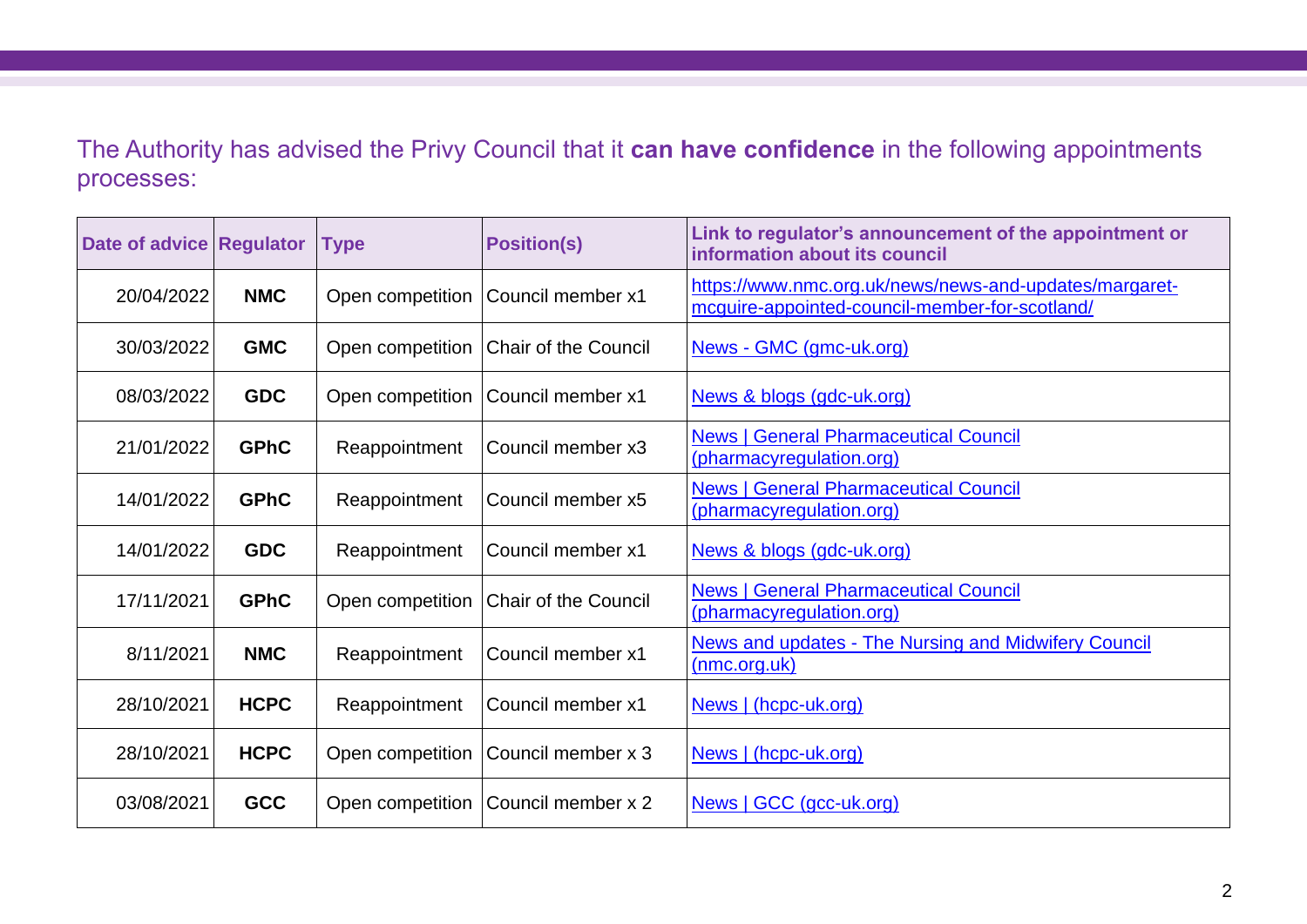The Authority has advised the Privy Council that it **can have confidence** in the following appointments processes:

| Date of advice | Regulator | Type | Position(s) | Link to regulator's announcement of the appointment or information about its council |
|---|---|---|---|---|
| 20/04/2022 | **NMC** | Open competition | Council member x1 | https://www.nmc.org.uk/news/news-and-updates/margaret-mcguire-appointed-council-member-for-scotland/ |
| 30/03/2022 | **GMC** | Open competition | Chair of the Council | News - GMC (gmc-uk.org) |
| 08/03/2022 | **GDC** | Open competition | Council member x1 | News & blogs (gdc-uk.org) |
| 21/01/2022 | **GPhC** | Reappointment | Council member x3 | News \| General Pharmaceutical Council (pharmacyregulation.org) |
| 14/01/2022 | **GPhC** | Reappointment | Council member x5 | News \| General Pharmaceutical Council (pharmacyregulation.org) |
| 14/01/2022 | **GDC** | Reappointment | Council member x1 | News & blogs (gdc-uk.org) |
| 17/11/2021 | **GPhC** | Open competition | Chair of the Council | News \| General Pharmaceutical Council (pharmacyregulation.org) |
| 8/11/2021 | **NMC** | Reappointment | Council member x1 | News and updates - The Nursing and Midwifery Council (nmc.org.uk) |
| 28/10/2021 | **HCPC** | Reappointment | Council member x1 | News \| (hcpc-uk.org) |
| 28/10/2021 | **HCPC** | Open competition | Council member x 3 | News \| (hcpc-uk.org) |
| 03/08/2021 | **GCC** | Open competition | Council member x 2 | News \| GCC (gcc-uk.org) |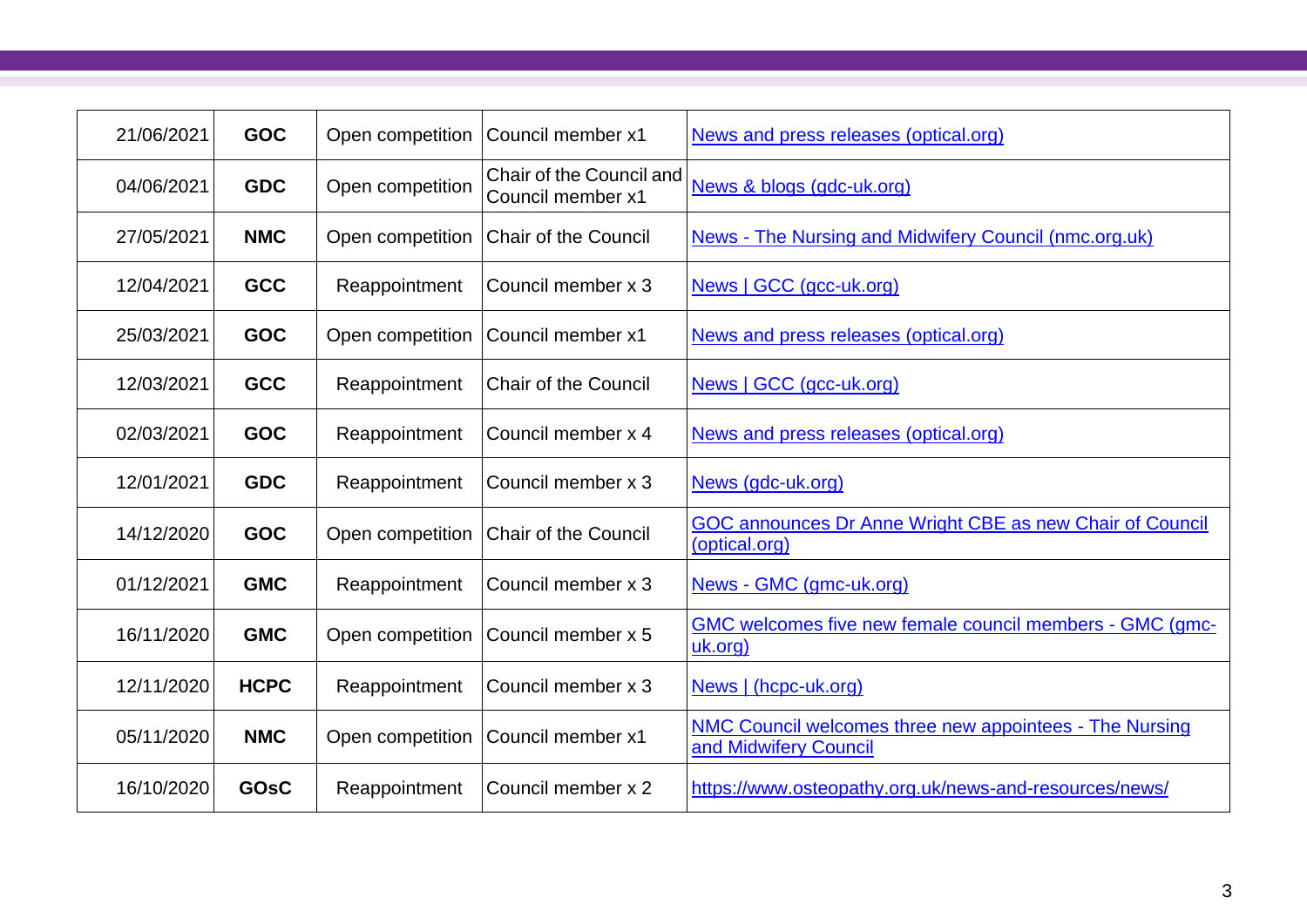| | | | | |
|---|---|---|---|---|
| 21/06/2021 | **GOC** | Open competition | Council member x1 | News and press releases (optical.org) |
| 04/06/2021 | **GDC** | Open competition | Chair of the Council and Council member x1 | News & blogs (gdc-uk.org) |
| 27/05/2021 | **NMC** | Open competition | Chair of the Council | News - The Nursing and Midwifery Council (nmc.org.uk) |
| 12/04/2021 | **GCC** | Reappointment | Council member x 3 | News \| GCC (gcc-uk.org) |
| 25/03/2021 | **GOC** | Open competition | Council member x1 | News and press releases (optical.org) |
| 12/03/2021 | **GCC** | Reappointment | Chair of the Council | News \| GCC (gcc-uk.org) |
| 02/03/2021 | **GOC** | Reappointment | Council member x 4 | News and press releases (optical.org) |
| 12/01/2021 | **GDC** | Reappointment | Council member x 3 | News (gdc-uk.org) |
| 14/12/2020 | **GOC** | Open competition | Chair of the Council | GOC announces Dr Anne Wright CBE as new Chair of Council (optical.org) |
| 01/12/2021 | **GMC** | Reappointment | Council member x 3 | News - GMC (gmc-uk.org) |
| 16/11/2020 | **GMC** | Open competition | Council member x 5 | GMC welcomes five new female council members - GMC (gmc-uk.org) |
| 12/11/2020 | **HCPC** | Reappointment | Council member x 3 | News \| (hcpc-uk.org) |
| 05/11/2020 | **NMC** | Open competition | Council member x1 | NMC Council welcomes three new appointees - The Nursing and Midwifery Council |
| 16/10/2020 | **GOsC** | Reappointment | Council member x 2 | https://www.osteopathy.org.uk/news-and-resources/news/ |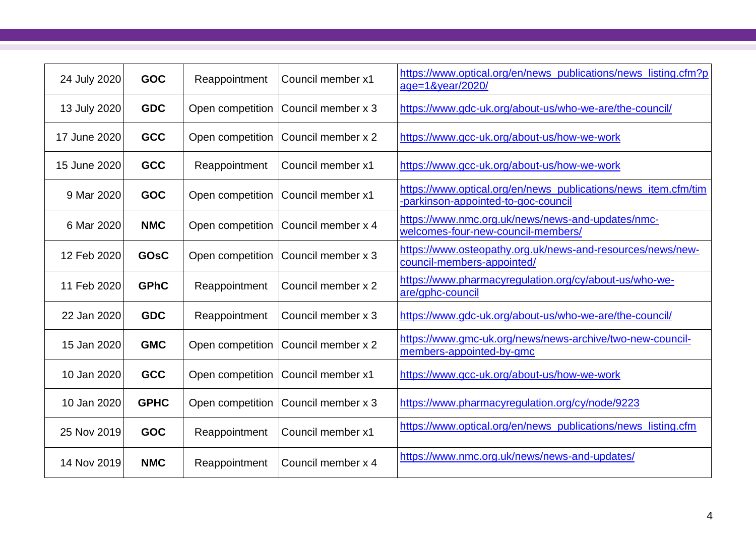| | | | | |
|---|---|---|---|---|
| 24 July 2020 | **GOC** | Reappointment | Council member x1 | https://www.optical.org/en/news_publications/news_listing.cfm?page=1&year/2020/ |
| 13 July 2020 | **GDC** | Open competition | Council member x 3 | https://www.gdc-uk.org/about-us/who-we-are/the-council/ |
| 17 June 2020 | **GCC** | Open competition | Council member x 2 | https://www.gcc-uk.org/about-us/how-we-work |
| 15 June 2020 | **GCC** | Reappointment | Council member x1 | https://www.gcc-uk.org/about-us/how-we-work |
| 9 Mar 2020 | **GOC** | Open competition | Council member x1 | https://www.optical.org/en/news_publications/news_item.cfm/tim-parkinson-appointed-to-goc-council |
| 6 Mar 2020 | **NMC** | Open competition | Council member x 4 | https://www.nmc.org.uk/news/news-and-updates/nmc-welcomes-four-new-council-members/ |
| 12 Feb 2020 | **GOsC** | Open competition | Council member x 3 | https://www.osteopathy.org.uk/news-and-resources/news/new-council-members-appointed/ |
| 11 Feb 2020 | **GPhC** | Reappointment | Council member x 2 | https://www.pharmacyregulation.org/cy/about-us/who-we-are/gphc-council |
| 22 Jan 2020 | **GDC** | Reappointment | Council member x 3 | https://www.gdc-uk.org/about-us/who-we-are/the-council/ |
| 15 Jan 2020 | **GMC** | Open competition | Council member x 2 | https://www.gmc-uk.org/news/news-archive/two-new-council-members-appointed-by-gmc |
| 10 Jan 2020 | **GCC** | Open competition | Council member x1 | https://www.gcc-uk.org/about-us/how-we-work |
| 10 Jan 2020 | **GPHC** | Open competition | Council member x 3 | https://www.pharmacyregulation.org/cy/node/9223 |
| 25 Nov 2019 | **GOC** | Reappointment | Council member x1 | https://www.optical.org/en/news_publications/news_listing.cfm |
| 14 Nov 2019 | **NMC** | Reappointment | Council member x 4 | https://www.nmc.org.uk/news/news-and-updates/ |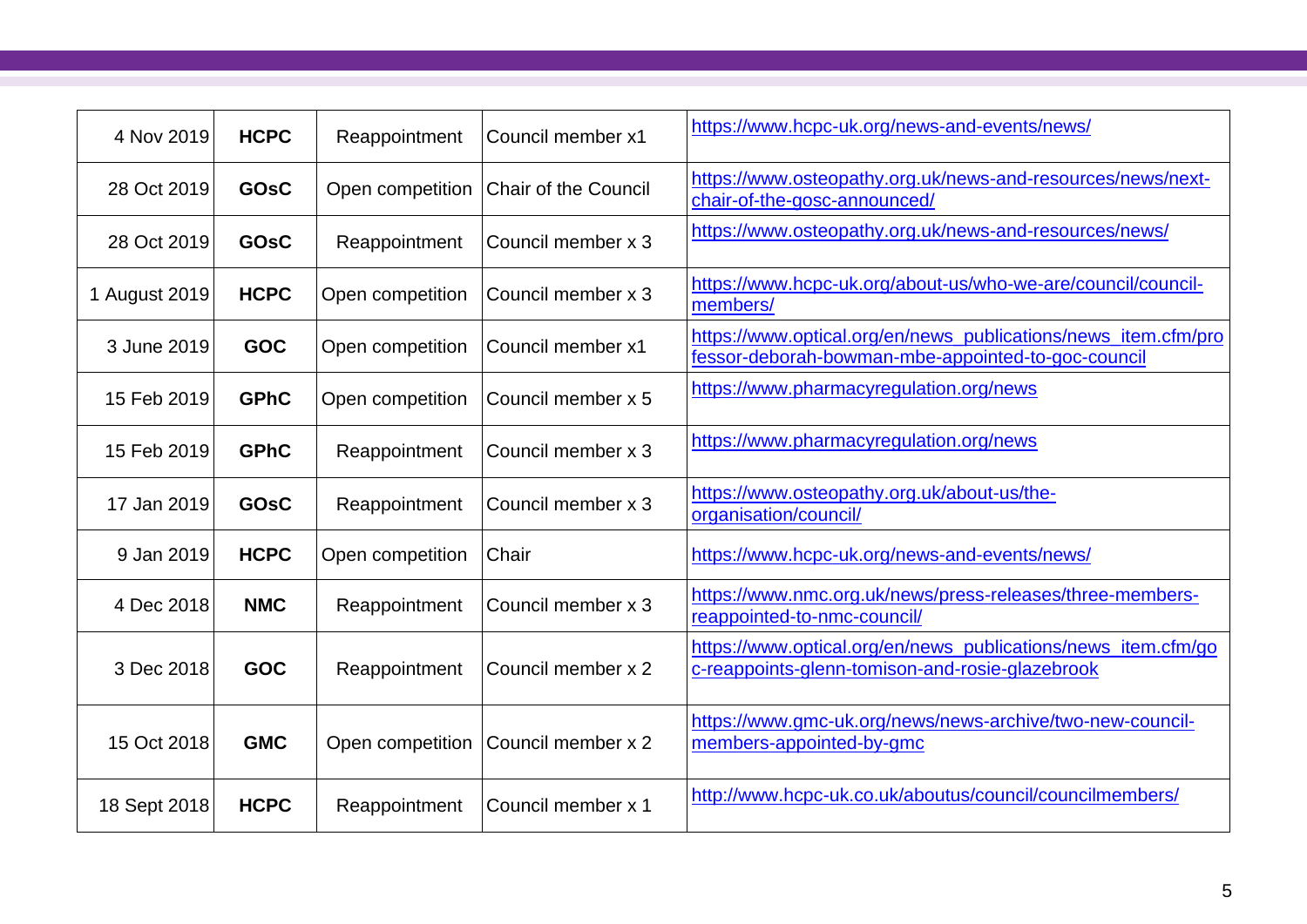| | | | | |
|---|---|---|---|---|
| 4 Nov 2019 | **HCPC** | Reappointment | Council member x1 | https://www.hcpc-uk.org/news-and-events/news/ |
| 28 Oct 2019 | **GOsC** | Open competition | Chair of the Council | https://www.osteopathy.org.uk/news-and-resources/news/next-chair-of-the-gosc-announced/ |
| 28 Oct 2019 | **GOsC** | Reappointment | Council member x 3 | https://www.osteopathy.org.uk/news-and-resources/news/ |
| 1 August 2019 | **HCPC** | Open competition | Council member x 3 | https://www.hcpc-uk.org/about-us/who-we-are/council/council-members/ |
| 3 June 2019 | **GOC** | Open competition | Council member x1 | https://www.optical.org/en/news_publications/news_item.cfm/professor-deborah-bowman-mbe-appointed-to-goc-council |
| 15 Feb 2019 | **GPhC** | Open competition | Council member x 5 | https://www.pharmacyregulation.org/news |
| 15 Feb 2019 | **GPhC** | Reappointment | Council member x 3 | https://www.pharmacyregulation.org/news |
| 17 Jan 2019 | **GOsC** | Reappointment | Council member x 3 | https://www.osteopathy.org.uk/about-us/the-organisation/council/ |
| 9 Jan 2019 | **HCPC** | Open competition | Chair | https://www.hcpc-uk.org/news-and-events/news/ |
| 4 Dec 2018 | **NMC** | Reappointment | Council member x 3 | https://www.nmc.org.uk/news/press-releases/three-members-reappointed-to-nmc-council/ |
| 3 Dec 2018 | **GOC** | Reappointment | Council member x 2 | https://www.optical.org/en/news_publications/news_item.cfm/goc-reappoints-glenn-tomison-and-rosie-glazebrook |
| 15 Oct 2018 | **GMC** | Open competition | Council member x 2 | https://www.gmc-uk.org/news/news-archive/two-new-council-members-appointed-by-gmc |
| 18 Sept 2018 | **HCPC** | Reappointment | Council member x 1 | http://www.hcpc-uk.co.uk/aboutus/council/councilmembers/ |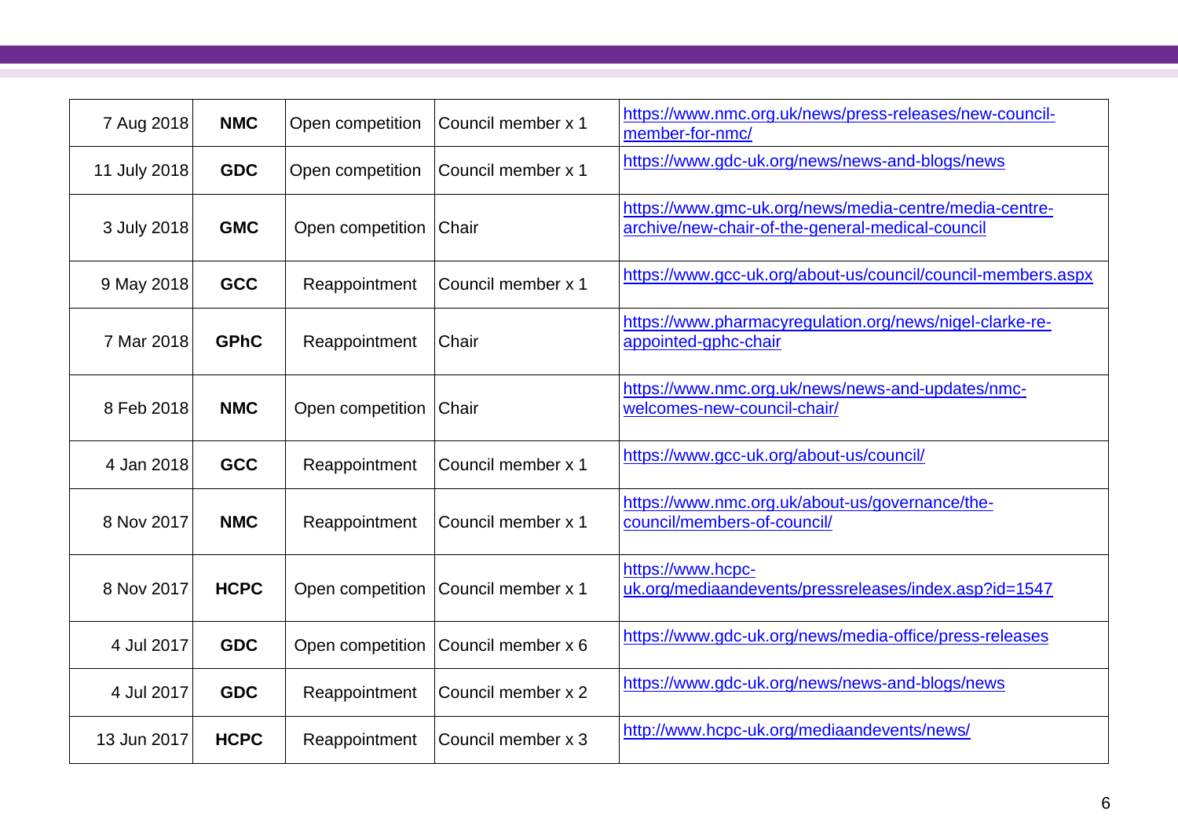| 7 Aug 2018 | **NMC** | Open competition | Council member x 1 | https://www.nmc.org.uk/news/press-releases/new-council-member-for-nmc/ |
|---|---|---|---|---|
| 11 July 2018 | **GDC** | Open competition | Council member x 1 | https://www.gdc-uk.org/news/news-and-blogs/news |
| 3 July 2018 | **GMC** | Open competition | Chair | https://www.gmc-uk.org/news/media-centre/media-centre-archive/new-chair-of-the-general-medical-council |
| 9 May 2018 | **GCC** | Reappointment | Council member x 1 | https://www.gcc-uk.org/about-us/council/council-members.aspx |
| 7 Mar 2018 | **GPhC** | Reappointment | Chair | https://www.pharmacyregulation.org/news/nigel-clarke-re-appointed-gphc-chair |
| 8 Feb 2018 | **NMC** | Open competition | Chair | https://www.nmc.org.uk/news/news-and-updates/nmc-welcomes-new-council-chair/ |
| 4 Jan 2018 | **GCC** | Reappointment | Council member x 1 | https://www.gcc-uk.org/about-us/council/ |
| 8 Nov 2017 | **NMC** | Reappointment | Council member x 1 | https://www.nmc.org.uk/about-us/governance/the-council/members-of-council/ |
| 8 Nov 2017 | **HCPC** | Open competition | Council member x 1 | https://www.hcpc-uk.org/mediaandevents/pressreleases/index.asp?id=1547 |
| 4 Jul 2017 | **GDC** | Open competition | Council member x 6 | https://www.gdc-uk.org/news/media-office/press-releases |
| 4 Jul 2017 | **GDC** | Reappointment | Council member x 2 | https://www.gdc-uk.org/news/news-and-blogs/news |
| 13 Jun 2017 | **HCPC** | Reappointment | Council member x 3 | http://www.hcpc-uk.org/mediaandevents/news/ |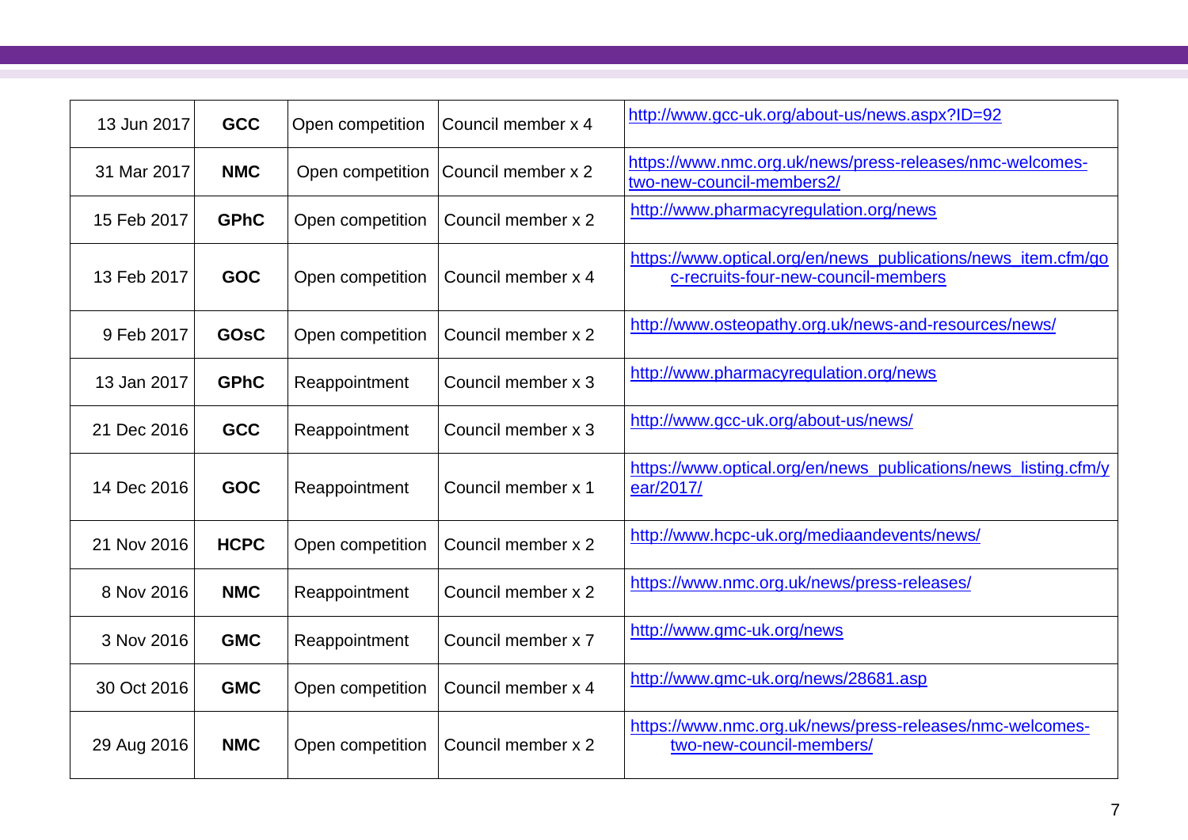| | | | | |
|---|---|---|---|---|
| 13 Jun 2017 | **GCC** | Open competition | Council member x 4 | http://www.gcc-uk.org/about-us/news.aspx?ID=92 |
| 31 Mar 2017 | **NMC** | Open competition | Council member x 2 | https://www.nmc.org.uk/news/press-releases/nmc-welcomes-two-new-council-members2/ |
| 15 Feb 2017 | **GPhC** | Open competition | Council member x 2 | http://www.pharmacyregulation.org/news |
| 13 Feb 2017 | **GOC** | Open competition | Council member x 4 | https://www.optical.org/en/news_publications/news_item.cfm/goc-recruits-four-new-council-members |
| 9 Feb 2017 | **GOsC** | Open competition | Council member x 2 | http://www.osteopathy.org.uk/news-and-resources/news/ |
| 13 Jan 2017 | **GPhC** | Reappointment | Council member x 3 | http://www.pharmacyregulation.org/news |
| 21 Dec 2016 | **GCC** | Reappointment | Council member x 3 | http://www.gcc-uk.org/about-us/news/ |
| 14 Dec 2016 | **GOC** | Reappointment | Council member x 1 | https://www.optical.org/en/news_publications/news_listing.cfm/year/2017/ |
| 21 Nov 2016 | **HCPC** | Open competition | Council member x 2 | http://www.hcpc-uk.org/mediaandevents/news/ |
| 8 Nov 2016 | **NMC** | Reappointment | Council member x 2 | https://www.nmc.org.uk/news/press-releases/ |
| 3 Nov 2016 | **GMC** | Reappointment | Council member x 7 | http://www.gmc-uk.org/news |
| 30 Oct 2016 | **GMC** | Open competition | Council member x 4 | http://www.gmc-uk.org/news/28681.asp |
| 29 Aug 2016 | **NMC** | Open competition | Council member x 2 | https://www.nmc.org.uk/news/press-releases/nmc-welcomes-two-new-council-members/ |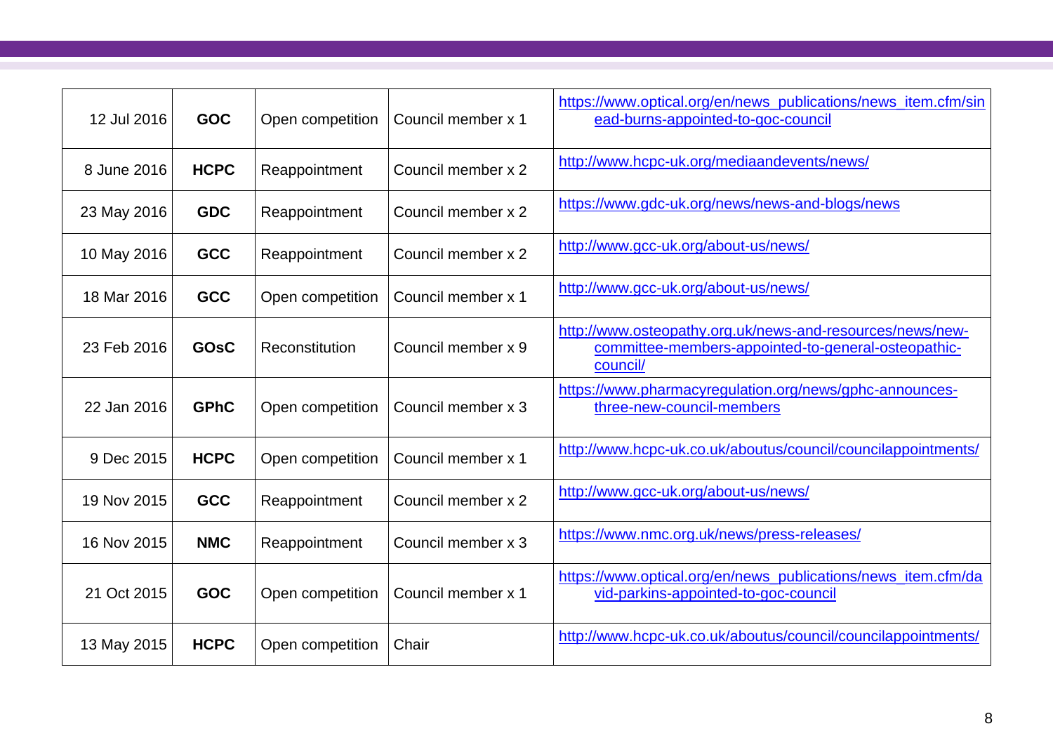| | | | | |
|---|---|---|---|---|
| 12 Jul 2016 | **GOC** | Open competition | Council member x 1 | https://www.optical.org/en/news_publications/news_item.cfm/sinead-burns-appointed-to-goc-council |
| 8 June 2016 | **HCPC** | Reappointment | Council member x 2 | http://www.hcpc-uk.org/mediaandevents/news/ |
| 23 May 2016 | **GDC** | Reappointment | Council member x 2 | https://www.gdc-uk.org/news/news-and-blogs/news |
| 10 May 2016 | **GCC** | Reappointment | Council member x 2 | http://www.gcc-uk.org/about-us/news/ |
| 18 Mar 2016 | **GCC** | Open competition | Council member x 1 | http://www.gcc-uk.org/about-us/news/ |
| 23 Feb 2016 | **GOsC** | Reconstitution | Council member x 9 | http://www.osteopathy.org.uk/news-and-resources/news/new-committee-members-appointed-to-general-osteopathic-council/ |
| 22 Jan 2016 | **GPhC** | Open competition | Council member x 3 | https://www.pharmacyregulation.org/news/gphc-announces-three-new-council-members |
| 9 Dec 2015 | **HCPC** | Open competition | Council member x 1 | http://www.hcpc-uk.co.uk/aboutus/council/councilappointments/ |
| 19 Nov 2015 | **GCC** | Reappointment | Council member x 2 | http://www.gcc-uk.org/about-us/news/ |
| 16 Nov 2015 | **NMC** | Reappointment | Council member x 3 | https://www.nmc.org.uk/news/press-releases/ |
| 21 Oct 2015 | **GOC** | Open competition | Council member x 1 | https://www.optical.org/en/news_publications/news_item.cfm/david-parkins-appointed-to-goc-council |
| 13 May 2015 | **HCPC** | Open competition | Chair | http://www.hcpc-uk.co.uk/aboutus/council/councilappointments/ |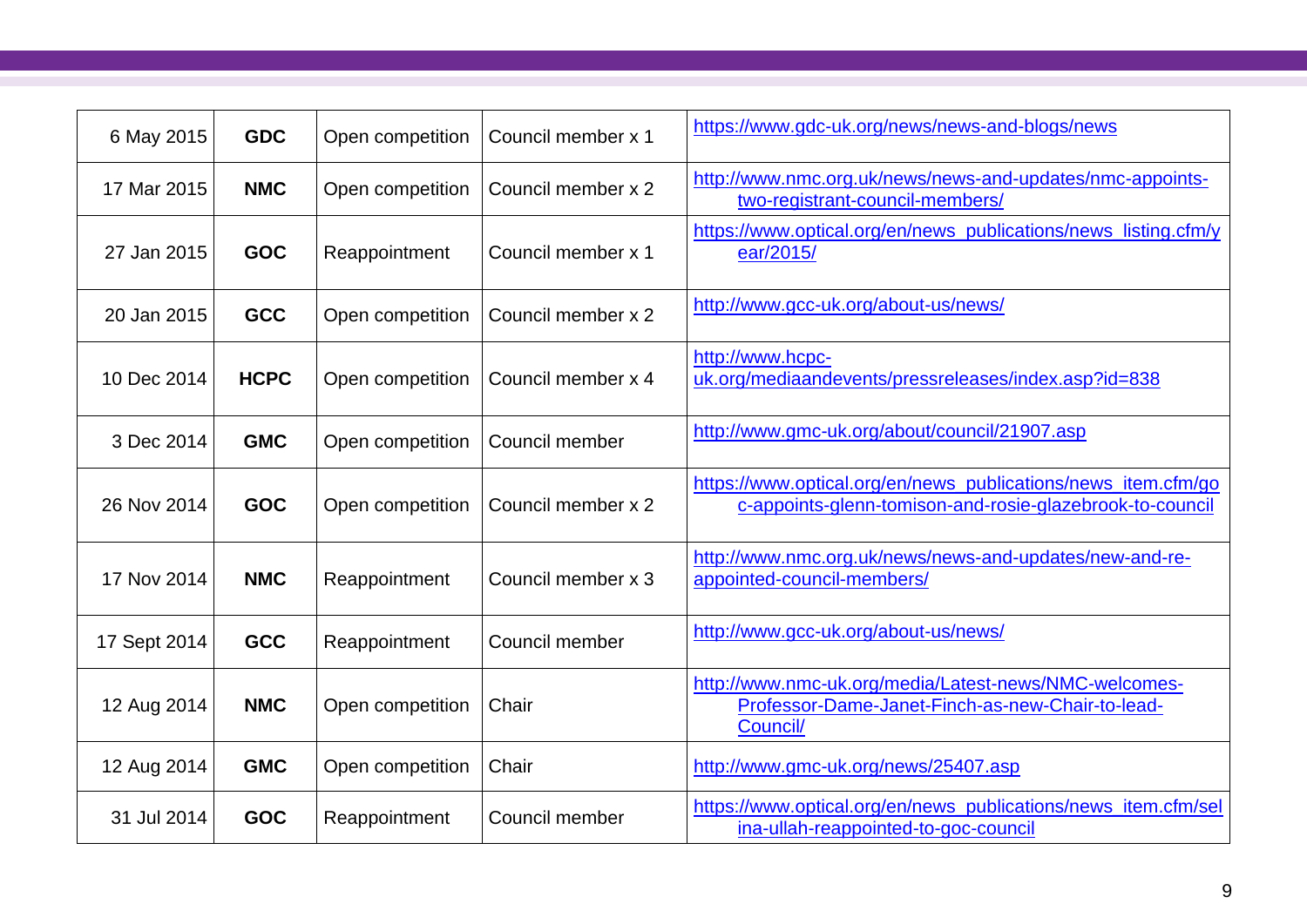| | | | | |
|---|---|---|---|---|
| 6 May 2015 | **GDC** | Open competition | Council member x 1 | https://www.gdc-uk.org/news/news-and-blogs/news |
| 17 Mar 2015 | **NMC** | Open competition | Council member x 2 | http://www.nmc.org.uk/news/news-and-updates/nmc-appoints-two-registrant-council-members/ |
| 27 Jan 2015 | **GOC** | Reappointment | Council member x 1 | https://www.optical.org/en/news_publications/news_listing.cfm/year/2015/ |
| 20 Jan 2015 | **GCC** | Open competition | Council member x 2 | http://www.gcc-uk.org/about-us/news/ |
| 10 Dec 2014 | **HCPC** | Open competition | Council member x 4 | http://www.hcpc-uk.org/mediaandevents/pressreleases/index.asp?id=838 |
| 3 Dec 2014 | **GMC** | Open competition | Council member | http://www.gmc-uk.org/about/council/21907.asp |
| 26 Nov 2014 | **GOC** | Open competition | Council member x 2 | https://www.optical.org/en/news_publications/news_item.cfm/goc-appoints-glenn-tomison-and-rosie-glazebrook-to-council |
| 17 Nov 2014 | **NMC** | Reappointment | Council member x 3 | http://www.nmc.org.uk/news/news-and-updates/new-and-re-appointed-council-members/ |
| 17 Sept 2014 | **GCC** | Reappointment | Council member | http://www.gcc-uk.org/about-us/news/ |
| 12 Aug 2014 | **NMC** | Open competition | Chair | http://www.nmc-uk.org/media/Latest-news/NMC-welcomes-Professor-Dame-Janet-Finch-as-new-Chair-to-lead-Council/ |
| 12 Aug 2014 | **GMC** | Open competition | Chair | http://www.gmc-uk.org/news/25407.asp |
| 31 Jul 2014 | **GOC** | Reappointment | Council member | https://www.optical.org/en/news_publications/news_item.cfm/selina-ullah-reappointed-to-goc-council |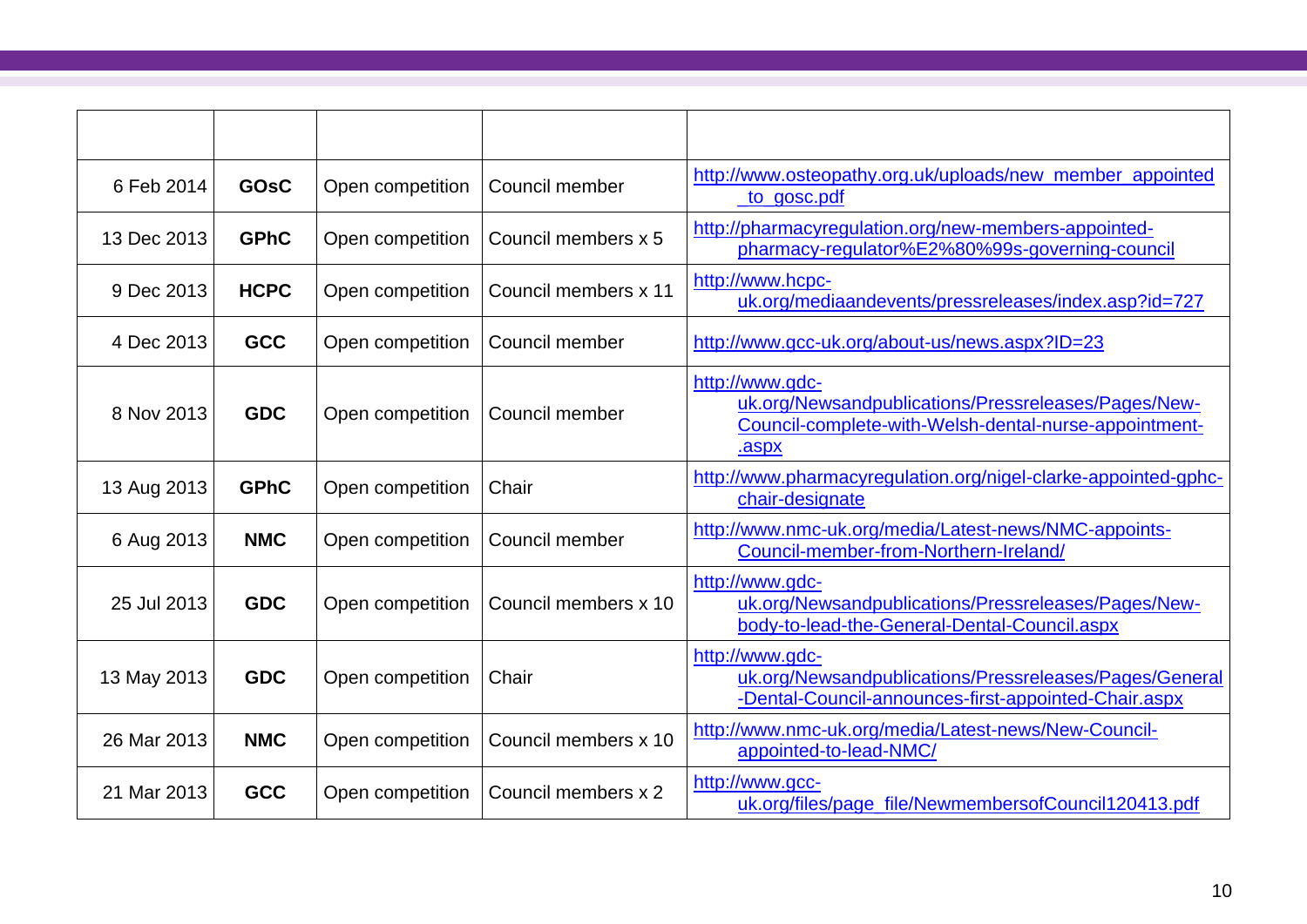| | | | | |
|---|---|---|---|---|
| 6 Feb 2014 | **GOsC** | Open competition | Council member | http://www.osteopathy.org.uk/uploads/new_member_appointed_to_gosc.pdf |
| 13 Dec 2013 | **GPhC** | Open competition | Council members x 5 | http://pharmacyregulation.org/new-members-appointed-pharmacy-regulator%E2%80%99s-governing-council |
| 9 Dec 2013 | **HCPC** | Open competition | Council members x 11 | http://www.hcpc-uk.org/mediaandevents/pressreleases/index.asp?id=727 |
| 4 Dec 2013 | **GCC** | Open competition | Council member | http://www.gcc-uk.org/about-us/news.aspx?ID=23 |
| 8 Nov 2013 | **GDC** | Open competition | Council member | http://www.gdc-uk.org/Newsandpublications/Pressreleases/Pages/New-Council-complete-with-Welsh-dental-nurse-appointment-.aspx |
| 13 Aug 2013 | **GPhC** | Open competition | Chair | http://www.pharmacyregulation.org/nigel-clarke-appointed-gphc-chair-designate |
| 6 Aug 2013 | **NMC** | Open competition | Council member | http://www.nmc-uk.org/media/Latest-news/NMC-appoints-Council-member-from-Northern-Ireland/ |
| 25 Jul 2013 | **GDC** | Open competition | Council members x 10 | http://www.gdc-uk.org/Newsandpublications/Pressreleases/Pages/New-body-to-lead-the-General-Dental-Council.aspx |
| 13 May 2013 | **GDC** | Open competition | Chair | http://www.gdc-uk.org/Newsandpublications/Pressreleases/Pages/General-Dental-Council-announces-first-appointed-Chair.aspx |
| 26 Mar 2013 | **NMC** | Open competition | Council members x 10 | http://www.nmc-uk.org/media/Latest-news/New-Council-appointed-to-lead-NMC/ |
| 21 Mar 2013 | **GCC** | Open competition | Council members x 2 | http://www.gcc-uk.org/files/page_file/NewmembersofCouncil120413.pdf |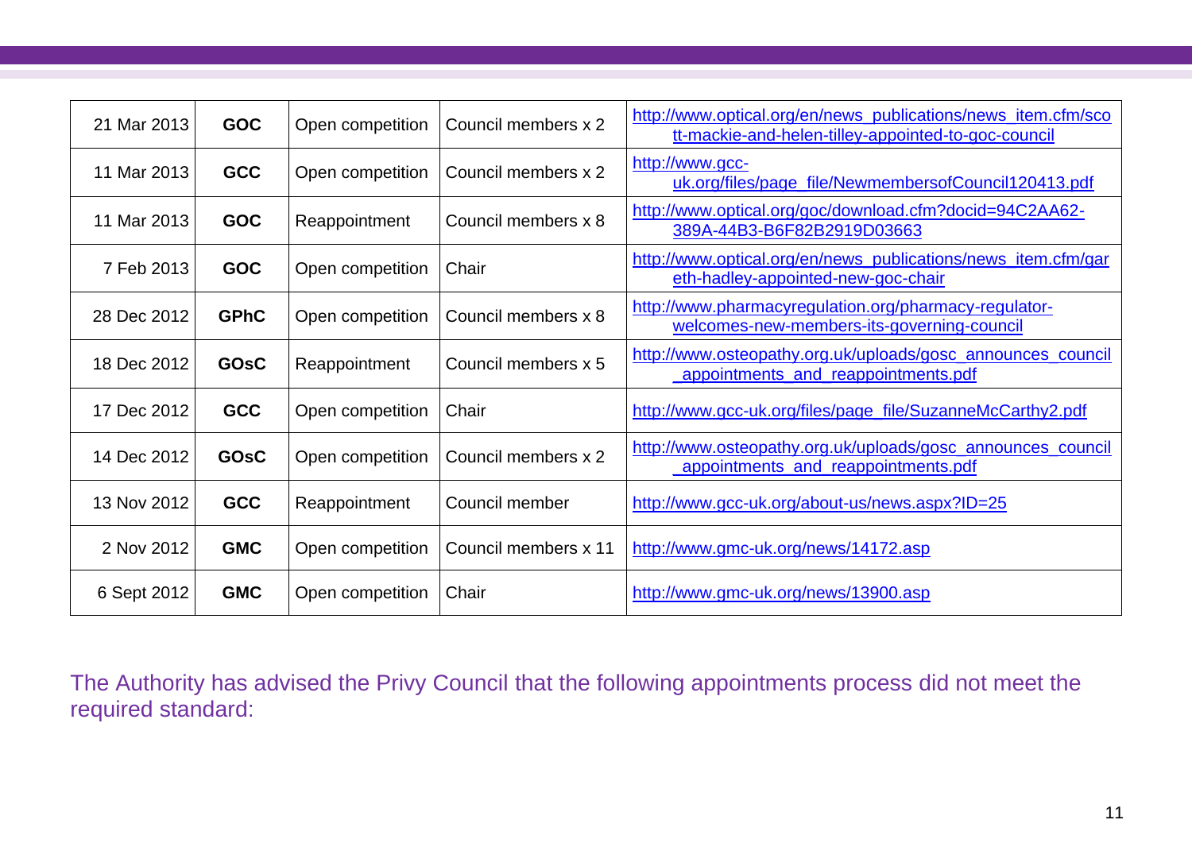| | | | | |
|---|---|---|---|---|
| 21 Mar 2013 | **GOC** | Open competition | Council members x 2 | http://www.optical.org/en/news_publications/news_item.cfm/scott-mackie-and-helen-tilley-appointed-to-goc-council |
| 11 Mar 2013 | **GCC** | Open competition | Council members x 2 | http://www.gcc-uk.org/files/page_file/NewmembersofCouncil120413.pdf |
| 11 Mar 2013 | **GOC** | Reappointment | Council members x 8 | http://www.optical.org/goc/download.cfm?docid=94C2AA62-389A-44B3-B6F82B2919D03663 |
| 7 Feb 2013 | **GOC** | Open competition | Chair | http://www.optical.org/en/news_publications/news_item.cfm/gareth-hadley-appointed-new-goc-chair |
| 28 Dec 2012 | **GPhC** | Open competition | Council members x 8 | http://www.pharmacyregulation.org/pharmacy-regulator-welcomes-new-members-its-governing-council |
| 18 Dec 2012 | **GOsC** | Reappointment | Council members x 5 | http://www.osteopathy.org.uk/uploads/gosc_announces_council_appointments_and_reappointments.pdf |
| 17 Dec 2012 | **GCC** | Open competition | Chair | http://www.gcc-uk.org/files/page_file/SuzanneMcCarthy2.pdf |
| 14 Dec 2012 | **GOsC** | Open competition | Council members x 2 | http://www.osteopathy.org.uk/uploads/gosc_announces_council_appointments_and_reappointments.pdf |
| 13 Nov 2012 | **GCC** | Reappointment | Council member | http://www.gcc-uk.org/about-us/news.aspx?ID=25 |
| 2 Nov 2012 | **GMC** | Open competition | Council members x 11 | http://www.gmc-uk.org/news/14172.asp |
| 6 Sept 2012 | **GMC** | Open competition | Chair | http://www.gmc-uk.org/news/13900.asp |

The Authority has advised the Privy Council that the following appointments process did not meet the required standard: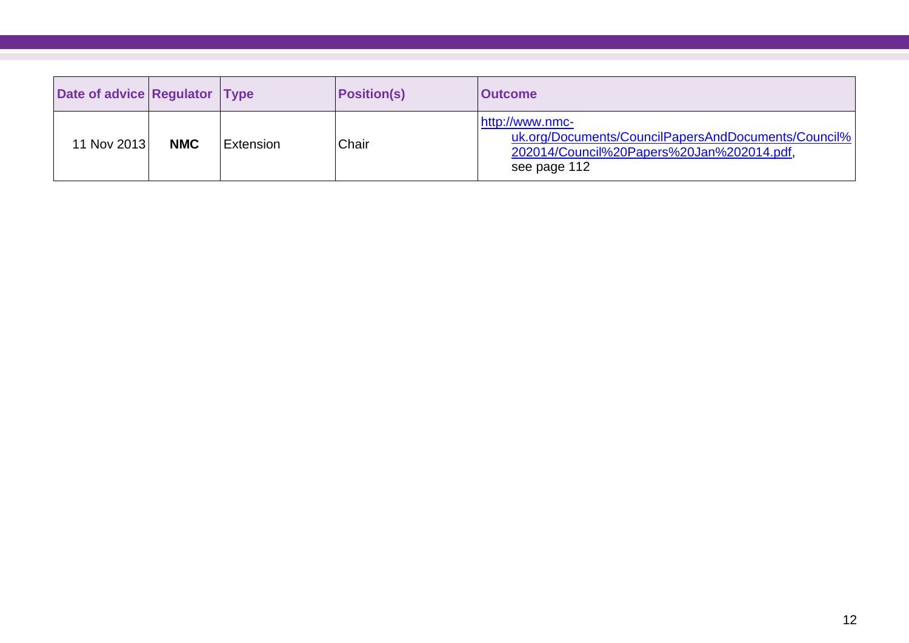| Date of advice | Regulator | Type | Position(s) | Outcome |
|---|---|---|---|---|
| 11 Nov 2013 | **NMC** | Extension | Chair | http://www.nmc-uk.org/Documents/CouncilPapersAndDocuments/Council%202014/Council%20Papers%20Jan%202014.pdf, see page 112 |